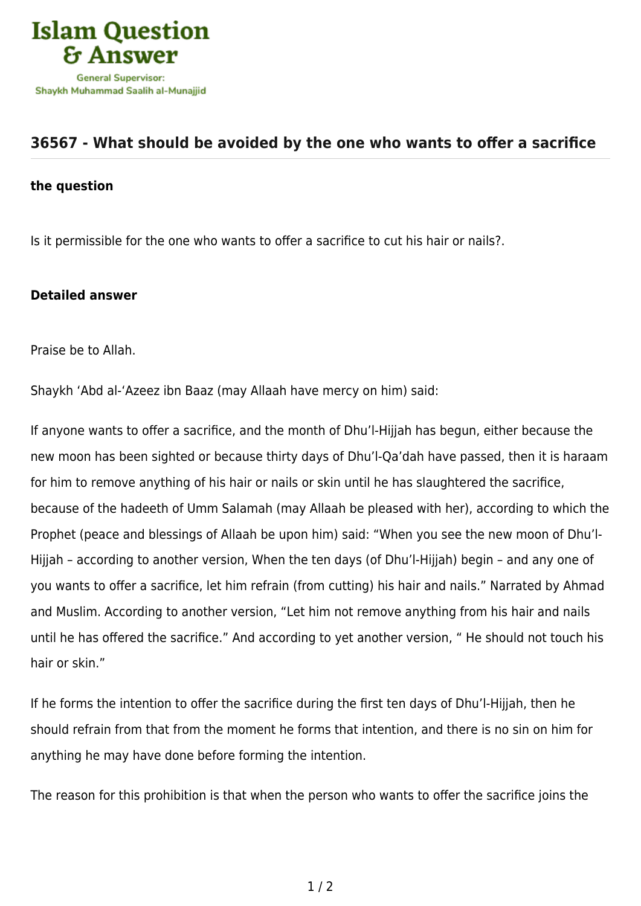## 36567 - What should be avoided by the one who wants to offer a sacrifice

**the question**

Is it permissible for the one who wants to offer a sacrifice to cut his hair or nails?.

**Detailed answer**

Praise be to Allah.

Shaykh 'Abd al-'Azeez ibn Baaz (may Allaah have mercy on him) said:

If anyone wants to offer a sacrifice, and the month of Dhu'l-Hijjah has begun, either because the new moon has been sighted or because thirty days of Dhu'l-Qa'dah have passed, then it is haraam for him to remove anything of his hair or nails or skin until he has slaughtered the sacrifice, because of the hadeeth of Umm Salamah (may Allaah be pleased with her), according to which the Prophet (peace and blessings of Allaah be upon him) said: "When you see the new moon of Dhu'l-Hijjah – according to another version, When the ten days (of Dhu'l-Hijjah) begin – and any one of you wants to offer a sacrifice, let him refrain (from cutting) his hair and nails." Narrated by Ahmad and Muslim. According to another version, "Let him not remove anything from his hair and nails until he has offered the sacrifice." And according to yet another version, " He should not touch his hair or skin."

If he forms the intention to offer the sacrifice during the first ten days of Dhu'l-Hijjah, then he should refrain from that from the moment he forms that intention, and there is no sin on him for anything he may have done before forming the intention.

The reason for this prohibition is that when the person who wants to offer the sacrifice joins the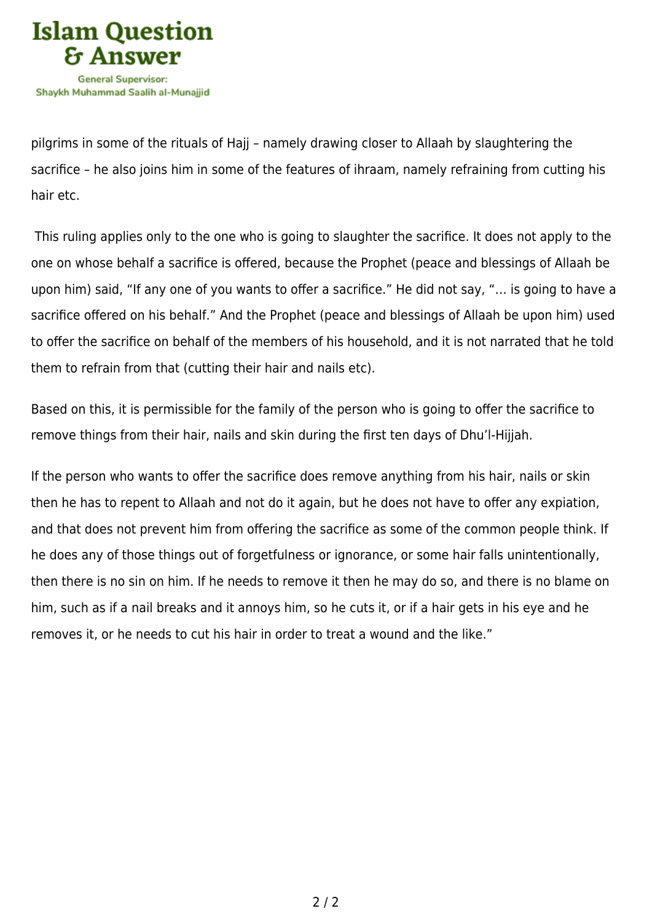pilgrims in some of the rituals of Hajj – namely drawing closer to Allaah by slaughtering the sacrifice – he also joins him in some of the features of ihraam, namely refraining from cutting his hair etc.

This ruling applies only to the one who is going to slaughter the sacrifice. It does not apply to the one on whose behalf a sacrifice is offered, because the Prophet (peace and blessings of Allaah be upon him) said, "If any one of you wants to offer a sacrifice." He did not say, "… is going to have a sacrifice offered on his behalf." And the Prophet (peace and blessings of Allaah be upon him) used to offer the sacrifice on behalf of the members of his household, and it is not narrated that he told them to refrain from that (cutting their hair and nails etc).

Based on this, it is permissible for the family of the person who is going to offer the sacrifice to remove things from their hair, nails and skin during the first ten days of Dhu'l-Hijjah.

If the person who wants to offer the sacrifice does remove anything from his hair, nails or skin then he has to repent to Allaah and not do it again, but he does not have to offer any expiation, and that does not prevent him from offering the sacrifice as some of the common people think. If he does any of those things out of forgetfulness or ignorance, or some hair falls unintentionally, then there is no sin on him. If he needs to remove it then he may do so, and there is no blame on him, such as if a nail breaks and it annoys him, so he cuts it, or if a hair gets in his eye and he removes it, or he needs to cut his hair in order to treat a wound and the like."